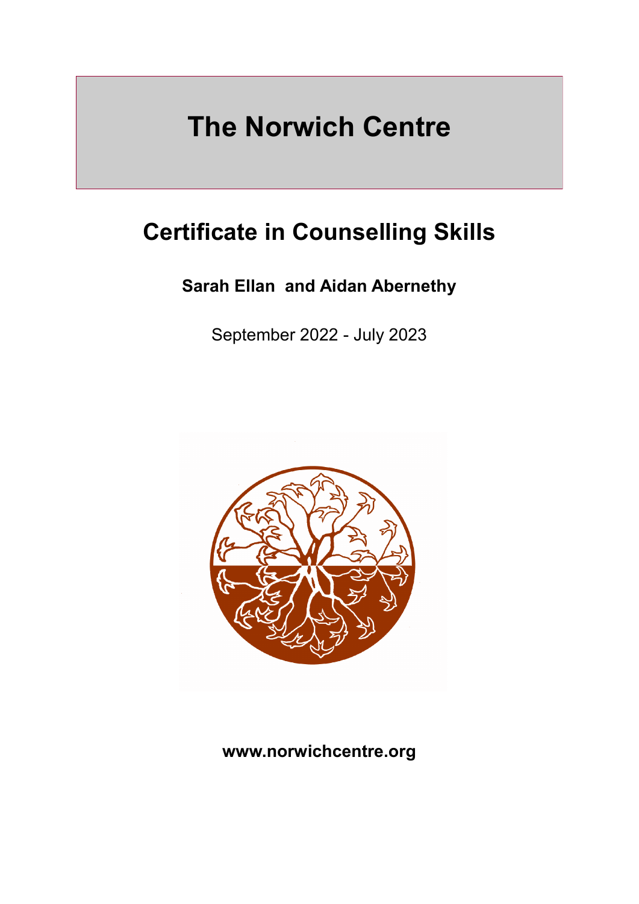# The Norwich Centre

## Certificate in Counselling Skills

**Sarah Ellan  and Aidan Abernethy**

September 2022 - July 2023

**www.norwichcentre.org**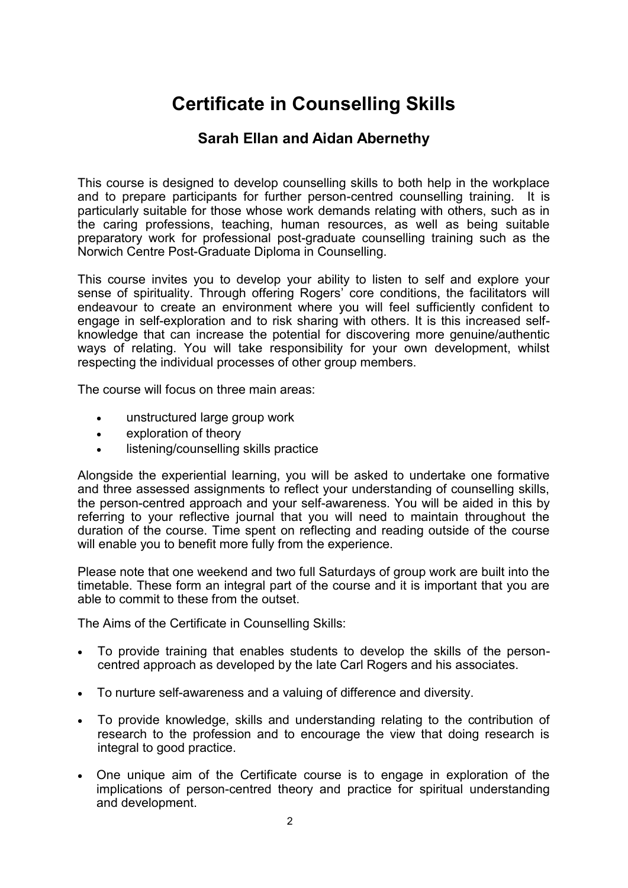# Certificate in Counselling Skills

## Sarah Ellan and Aidan Abernethy

This course is designed to develop counselling skills to both help in the workplace and to prepare participants for further person-centred counselling training. It is particularly suitable for those whose work demands relating with others, such as in the caring professions, teaching, human resources, as well as being suitable preparatory work for professional post-graduate counselling training such as the Norwich Centre Post-Graduate Diploma in Counselling.

This course invites you to develop your ability to listen to self and explore your sense of spirituality. Through offering Rogers' core conditions, the facilitators will endeavour to create an environment where you will feel sufficiently confident to engage in self-exploration and to risk sharing with others. It is this increased self-knowledge that can increase the potential for discovering more genuine/authentic ways of relating. You will take responsibility for your own development, whilst respecting the individual processes of other group members.

The course will focus on three main areas:

- unstructured large group work
- exploration of theory
- listening/counselling skills practice

Alongside the experiential learning, you will be asked to undertake one formative and three assessed assignments to reflect your understanding of counselling skills, the person-centred approach and your self-awareness. You will be aided in this by referring to your reflective journal that you will need to maintain throughout the duration of the course. Time spent on reflecting and reading outside of the course will enable you to benefit more fully from the experience.

Please note that one weekend and two full Saturdays of group work are built into the timetable. These form an integral part of the course and it is important that you are able to commit to these from the outset.

The Aims of the Certificate in Counselling Skills:

- To provide training that enables students to develop the skills of the person-centred approach as developed by the late Carl Rogers and his associates.
- To nurture self-awareness and a valuing of difference and diversity.
- To provide knowledge, skills and understanding relating to the contribution of research to the profession and to encourage the view that doing research is integral to good practice.
- One unique aim of the Certificate course is to engage in exploration of the implications of person-centred theory and practice for spiritual understanding and development.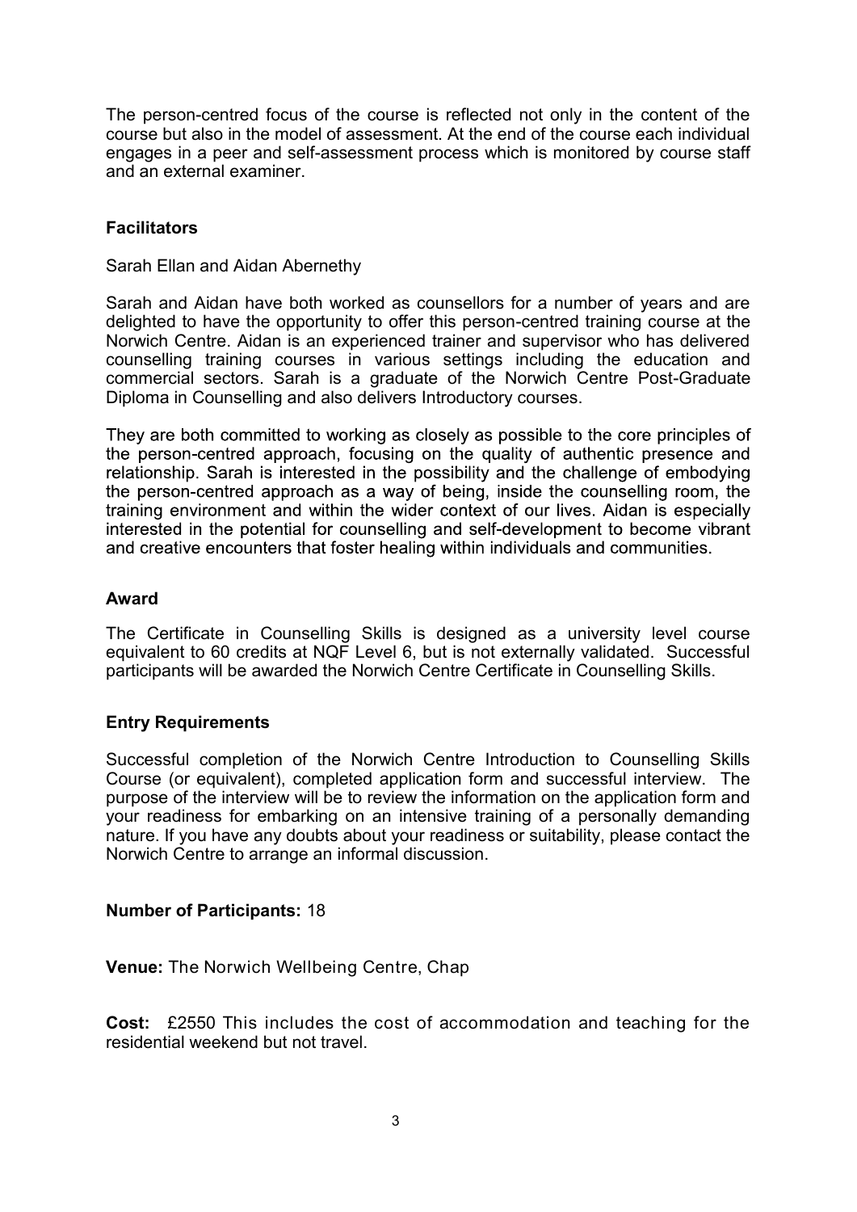The person-centred focus of the course is reflected not only in the content of the course but also in the model of assessment. At the end of the course each individual engages in a peer and self-assessment process which is monitored by course staff and an external examiner.

## Facilitators

Sarah Ellan and Aidan Abernethy

Sarah and Aidan have both worked as counsellors for a number of years and are delighted to have the opportunity to offer this person-centred training course at the Norwich Centre. Aidan is an experienced trainer and supervisor who has delivered counselling training courses in various settings including the education and commercial sectors. Sarah is a graduate of the Norwich Centre Post-Graduate Diploma in Counselling and also delivers Introductory courses.

They are both committed to working as closely as possible to the core principles of the person-centred approach, focusing on the quality of authentic presence and relationship. Sarah is interested in the possibility and the challenge of embodying the person-centred approach as a way of being, inside the counselling room, the training environment and within the wider context of our lives. Aidan is especially interested in the potential for counselling and self-development to become vibrant and creative encounters that foster healing within individuals and communities.

## Award

The Certificate in Counselling Skills is designed as a university level course equivalent to 60 credits at NQF Level 6, but is not externally validated. Successful participants will be awarded the Norwich Centre Certificate in Counselling Skills.

## Entry Requirements

Successful completion of the Norwich Centre Introduction to Counselling Skills Course (or equivalent), completed application form and successful interview. The purpose of the interview will be to review the information on the application form and your readiness for embarking on an intensive training of a personally demanding nature. If you have any doubts about your readiness or suitability, please contact the Norwich Centre to arrange an informal discussion.

**Number of Participants:** 18

**Venue:** The Norwich Wellbeing Centre, Chap

**Cost:** £2550 This includes the cost of accommodation and teaching for the residential weekend but not travel.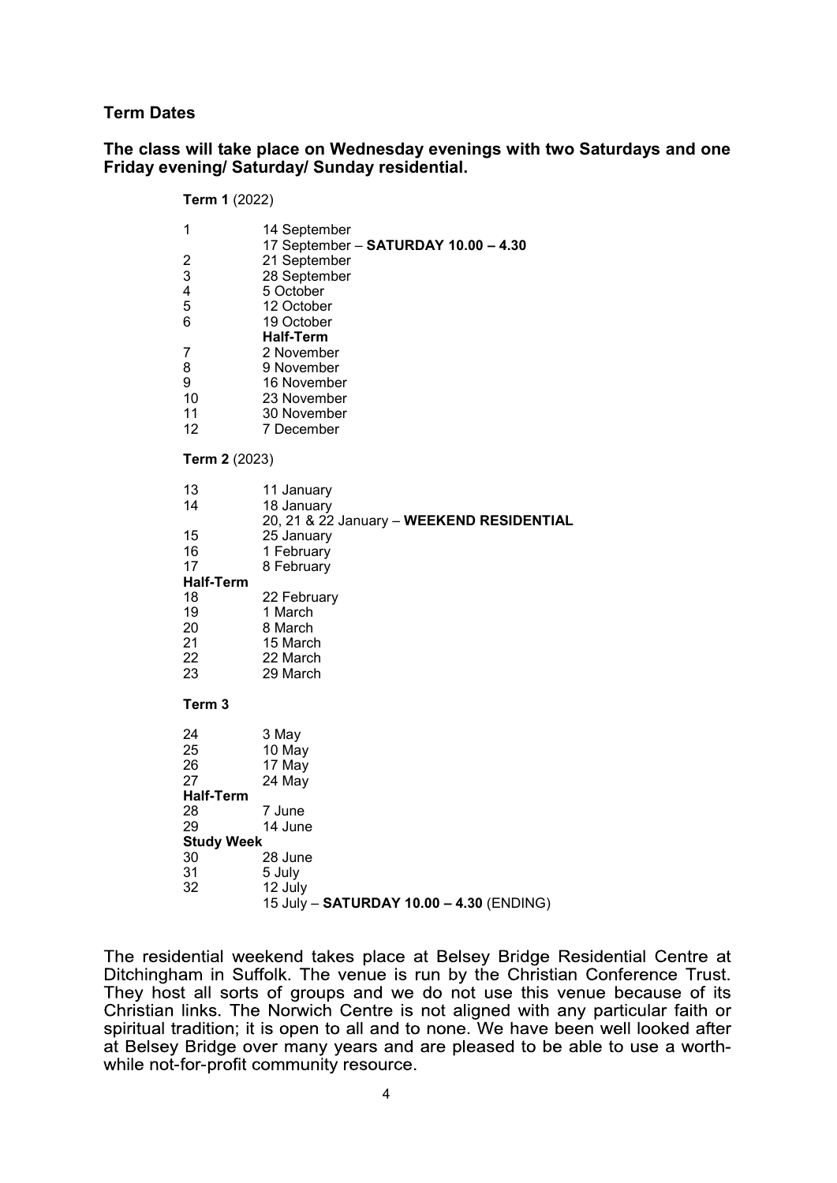## Term Dates

**The class will take place on Wednesday evenings with two Saturdays and one Friday evening/ Saturday/ Sunday residential.**

**Term 1** (2022)

| | |
|---|---|
| 1 | 14 September |
| | 17 September – **SATURDAY 10.00 – 4.30** |
| 2 | 21 September |
| 3 | 28 September |
| 4 | 5 October |
| 5 | 12 October |
| 6 | 19 October |
| | **Half-Term** |
| 7 | 2 November |
| 8 | 9 November |
| 9 | 16 November |
| 10 | 23 November |
| 11 | 30 November |
| 12 | 7 December |

**Term 2** (2023)

| | |
|---|---|
| 13 | 11 January |
| 14 | 18 January |
| | 20, 21 & 22 January – **WEEKEND RESIDENTIAL** |
| 15 | 25 January |
| 16 | 1 February |
| 17 | 8 February |
| **Half-Term** | |
| 18 | 22 February |
| 19 | 1 March |
| 20 | 8 March |
| 21 | 15 March |
| 22 | 22 March |
| 23 | 29 March |

**Term 3**

| | |
|---|---|
| 24 | 3 May |
| 25 | 10 May |
| 26 | 17 May |
| 27 | 24 May |
| **Half-Term** | |
| 28 | 7 June |
| 29 | 14 June |
| **Study Week** | |
| 30 | 28 June |
| 31 | 5 July |
| 32 | 12 July |
| | 15 July – **SATURDAY 10.00 – 4.30** (ENDING) |

The residential weekend takes place at Belsey Bridge Residential Centre at Ditchingham in Suffolk. The venue is run by the Christian Conference Trust. They host all sorts of groups and we do not use this venue because of its Christian links. The Norwich Centre is not aligned with any particular faith or spiritual tradition; it is open to all and to none. We have been well looked after at Belsey Bridge over many years and are pleased to be able to use a worth-while not-for-profit community resource.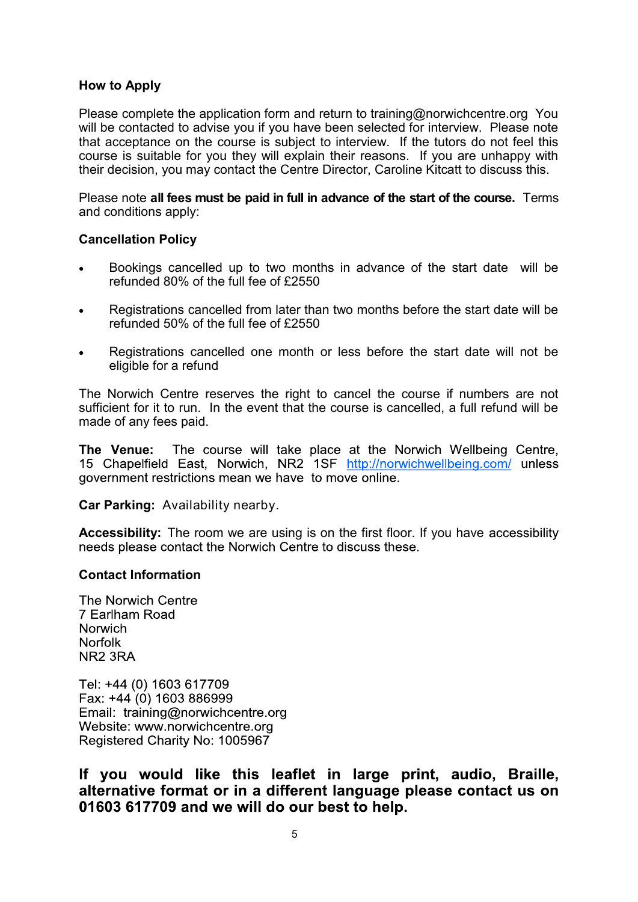## How to Apply

Please complete the application form and return to training@norwichcentre.org You will be contacted to advise you if you have been selected for interview. Please note that acceptance on the course is subject to interview. If the tutors do not feel this course is suitable for you they will explain their reasons. If you are unhappy with their decision, you may contact the Centre Director, Caroline Kitcatt to discuss this.

Please note **all fees must be paid in full in advance of the start of the course.** Terms and conditions apply:

### Cancellation Policy

- Bookings cancelled up to two months in advance of the start date will be refunded 80% of the full fee of £2550
- Registrations cancelled from later than two months before the start date will be refunded 50% of the full fee of £2550
- Registrations cancelled one month or less before the start date will not be eligible for a refund

The Norwich Centre reserves the right to cancel the course if numbers are not sufficient for it to run. In the event that the course is cancelled, a full refund will be made of any fees paid.

**The Venue:** The course will take place at the Norwich Wellbeing Centre, 15 Chapelfield East, Norwich, NR2 1SF http://norwichwellbeing.com/ unless government restrictions mean we have to move online.

**Car Parking:** Availability nearby.

**Accessibility:** The room we are using is on the first floor. If you have accessibility needs please contact the Norwich Centre to discuss these.

### Contact Information

The Norwich Centre
7 Earlham Road
Norwich
Norfolk
NR2 3RA

Tel: +44 (0) 1603 617709
Fax: +44 (0) 1603 886999
Email: training@norwichcentre.org
Website: www.norwichcentre.org
Registered Charity No: 1005967

**If you would like this leaflet in large print, audio, Braille, alternative format or in a different language please contact us on 01603 617709 and we will do our best to help.**